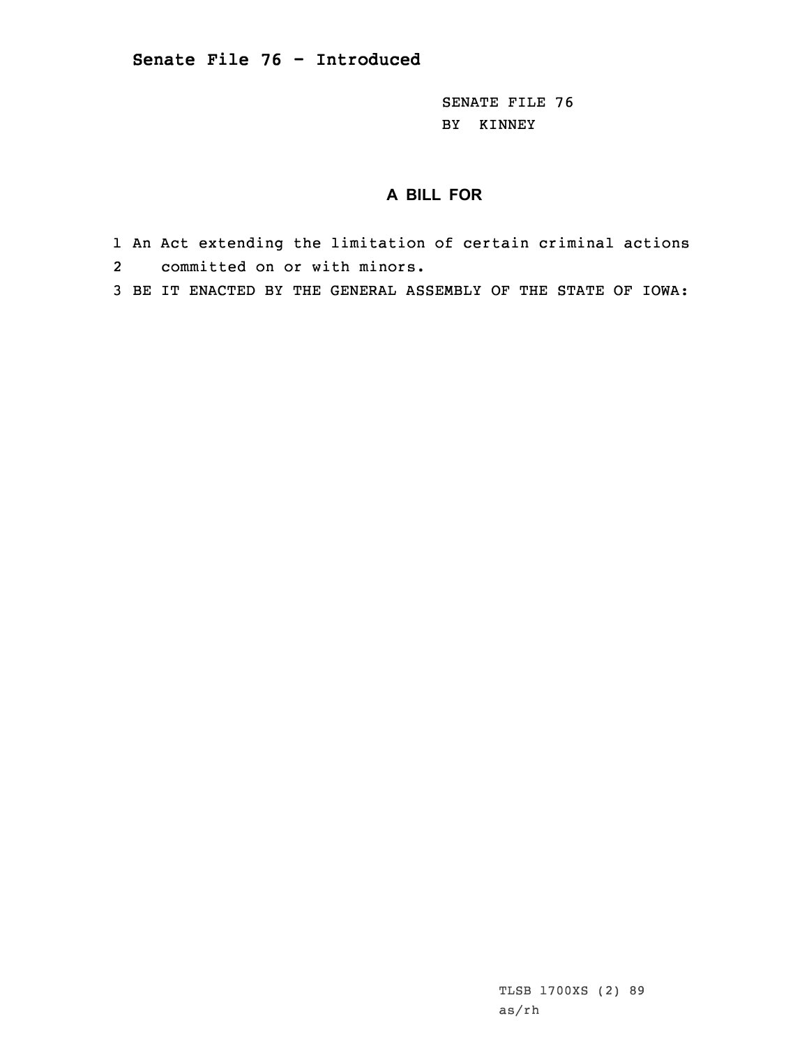# Senate File 76 - Introduced

SENATE FILE 76
BY KINNEY

## A BILL FOR

1 An Act extending the limitation of certain criminal actions
2 committed on or with minors.
3 BE IT ENACTED BY THE GENERAL ASSEMBLY OF THE STATE OF IOWA:

TLSB 1700XS (2) 89
as/rh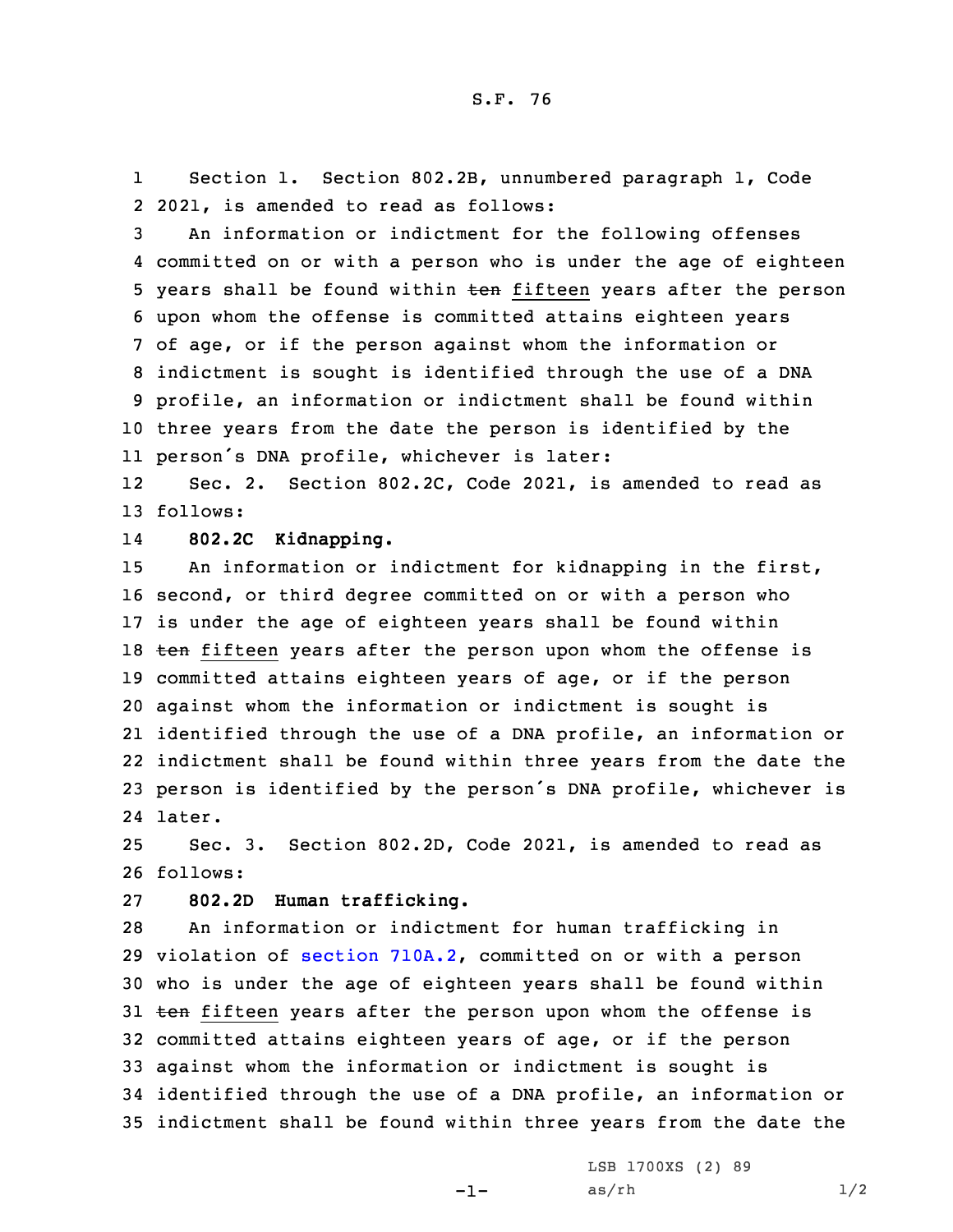Section 1. Section 802.2B, unnumbered paragraph 1, Code 2021, is amended to read as follows:

An information or indictment for the following offenses committed on or with a person who is under the age of eighteen years shall be found within ~~ten~~ fifteen years after the person upon whom the offense is committed attains eighteen years of age, or if the person against whom the information or indictment is sought is identified through the use of a DNA profile, an information or indictment shall be found within three years from the date the person is identified by the person's DNA profile, whichever is later:

Sec. 2. Section 802.2C, Code 2021, is amended to read as follows:

**802.2C Kidnapping.**

An information or indictment for kidnapping in the first, second, or third degree committed on or with a person who is under the age of eighteen years shall be found within ~~ten~~ fifteen years after the person upon whom the offense is committed attains eighteen years of age, or if the person against whom the information or indictment is sought is identified through the use of a DNA profile, an information or indictment shall be found within three years from the date the person is identified by the person's DNA profile, whichever is later.

Sec. 3. Section 802.2D, Code 2021, is amended to read as follows:

**802.2D Human trafficking.**

An information or indictment for human trafficking in violation of section 710A.2, committed on or with a person who is under the age of eighteen years shall be found within ~~ten~~ fifteen years after the person upon whom the offense is committed attains eighteen years of age, or if the person against whom the information or indictment is sought is identified through the use of a DNA profile, an information or indictment shall be found within three years from the date the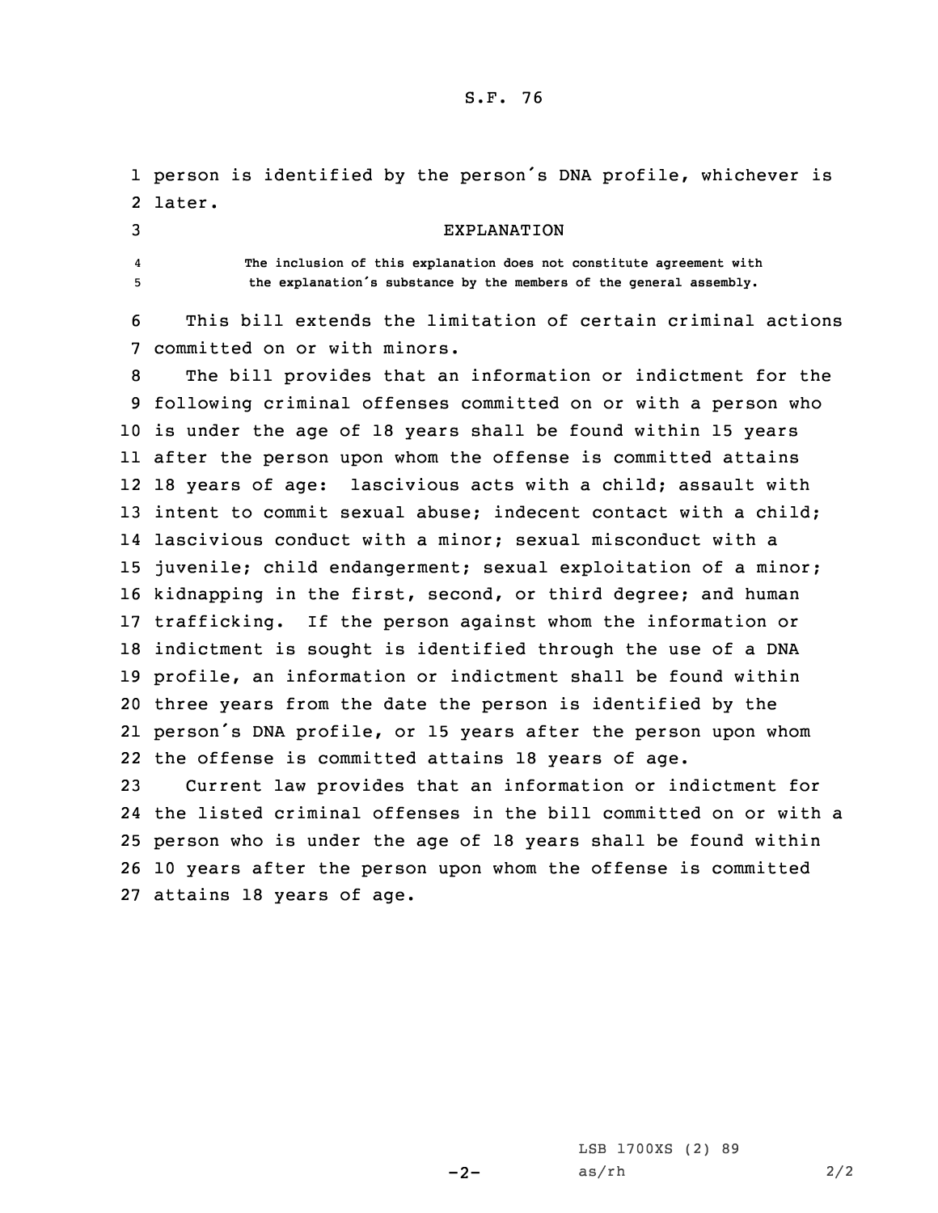person is identified by the person's DNA profile, whichever is later.

# EXPLANATION

The inclusion of this explanation does not constitute agreement with the explanation's substance by the members of the general assembly.

This bill extends the limitation of certain criminal actions committed on or with minors.

The bill provides that an information or indictment for the following criminal offenses committed on or with a person who is under the age of 18 years shall be found within 15 years after the person upon whom the offense is committed attains 18 years of age: lascivious acts with a child; assault with intent to commit sexual abuse; indecent contact with a child; lascivious conduct with a minor; sexual misconduct with a juvenile; child endangerment; sexual exploitation of a minor; kidnapping in the first, second, or third degree; and human trafficking. If the person against whom the information or indictment is sought is identified through the use of a DNA profile, an information or indictment shall be found within three years from the date the person is identified by the person's DNA profile, or 15 years after the person upon whom the offense is committed attains 18 years of age.

Current law provides that an information or indictment for the listed criminal offenses in the bill committed on or with a person who is under the age of 18 years shall be found within 10 years after the person upon whom the offense is committed attains 18 years of age.

LSB 1700XS (2) 89
as/rh